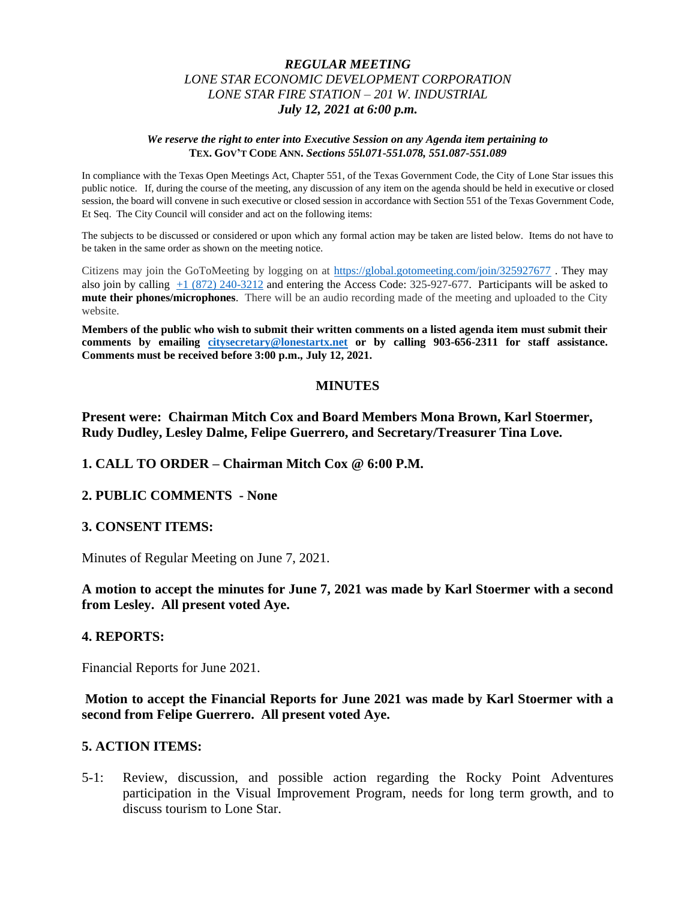# *REGULAR MEETING*

*LONE STAR ECONOMIC DEVELOPMENT CORPORATION*
*LONE STAR FIRE STATION – 201 W. INDUSTRIAL*
***July 12, 2021 at 6:00 p.m.***

***We reserve the right to enter into Executive Session on any Agenda item pertaining to* TEX. GOV'T CODE ANN. *Sections 55l.071-551.078, 551.087-551.089***

In compliance with the Texas Open Meetings Act, Chapter 551, of the Texas Government Code, the City of Lone Star issues this public notice. If, during the course of the meeting, any discussion of any item on the agenda should be held in executive or closed session, the board will convene in such executive or closed session in accordance with Section 551 of the Texas Government Code, Et Seq. The City Council will consider and act on the following items:

The subjects to be discussed or considered or upon which any formal action may be taken are listed below. Items do not have to be taken in the same order as shown on the meeting notice.

Citizens may join the GoToMeeting by logging on at https://global.gotomeeting.com/join/325927677 . They may also join by calling +1 (872) 240-3212 and entering the Access Code: 325-927-677. Participants will be asked to **mute their phones/microphones**. There will be an audio recording made of the meeting and uploaded to the City website.

**Members of the public who wish to submit their written comments on a listed agenda item must submit their comments by emailing citysecretary@lonestartx.net or by calling 903-656-2311 for staff assistance. Comments must be received before 3:00 p.m., July 12, 2021.**

## MINUTES

**Present were: Chairman Mitch Cox and Board Members Mona Brown, Karl Stoermer, Rudy Dudley, Lesley Dalme, Felipe Guerrero, and Secretary/Treasurer Tina Love.**

### 1. CALL TO ORDER – Chairman Mitch Cox @ 6:00 P.M.

### 2. PUBLIC COMMENTS - None

### 3. CONSENT ITEMS:

Minutes of Regular Meeting on June 7, 2021.

**A motion to accept the minutes for June 7, 2021 was made by Karl Stoermer with a second from Lesley. All present voted Aye.**

### 4. REPORTS:

Financial Reports for June 2021.

**Motion to accept the Financial Reports for June 2021 was made by Karl Stoermer with a second from Felipe Guerrero. All present voted Aye.**

### 5. ACTION ITEMS:

5-1: Review, discussion, and possible action regarding the Rocky Point Adventures participation in the Visual Improvement Program, needs for long term growth, and to discuss tourism to Lone Star.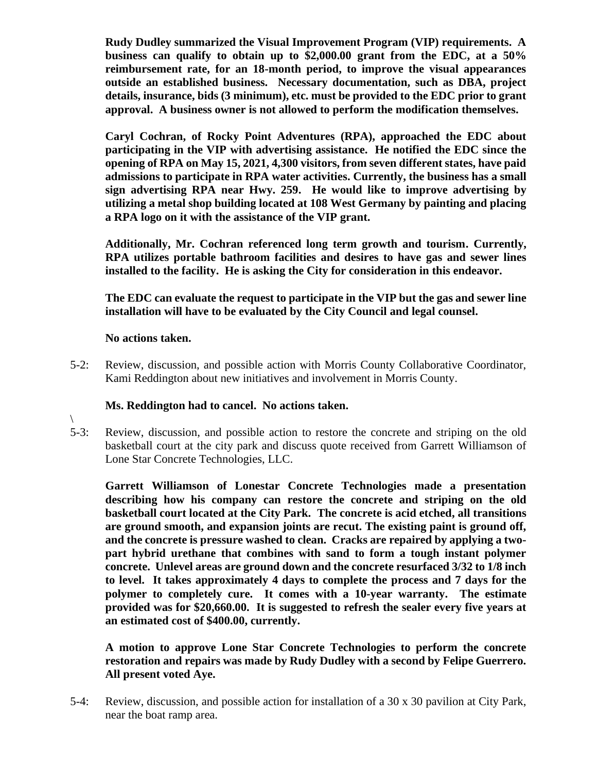**Rudy Dudley summarized the Visual Improvement Program (VIP) requirements. A business can qualify to obtain up to $2,000.00 grant from the EDC, at a 50% reimbursement rate, for an 18-month period, to improve the visual appearances outside an established business. Necessary documentation, such as DBA, project details, insurance, bids (3 minimum), etc. must be provided to the EDC prior to grant approval. A business owner is not allowed to perform the modification themselves.**

**Caryl Cochran, of Rocky Point Adventures (RPA), approached the EDC about participating in the VIP with advertising assistance. He notified the EDC since the opening of RPA on May 15, 2021, 4,300 visitors, from seven different states, have paid admissions to participate in RPA water activities. Currently, the business has a small sign advertising RPA near Hwy. 259. He would like to improve advertising by utilizing a metal shop building located at 108 West Germany by painting and placing a RPA logo on it with the assistance of the VIP grant.**

**Additionally, Mr. Cochran referenced long term growth and tourism. Currently, RPA utilizes portable bathroom facilities and desires to have gas and sewer lines installed to the facility. He is asking the City for consideration in this endeavor.**

**The EDC can evaluate the request to participate in the VIP but the gas and sewer line installation will have to be evaluated by the City Council and legal counsel.**

**No actions taken.**

5-2: Review, discussion, and possible action with Morris County Collaborative Coordinator, Kami Reddington about new initiatives and involvement in Morris County.

**Ms. Reddington had to cancel. No actions taken.**

\

5-3: Review, discussion, and possible action to restore the concrete and striping on the old basketball court at the city park and discuss quote received from Garrett Williamson of Lone Star Concrete Technologies, LLC.

**Garrett Williamson of Lonestar Concrete Technologies made a presentation describing how his company can restore the concrete and striping on the old basketball court located at the City Park. The concrete is acid etched, all transitions are ground smooth, and expansion joints are recut. The existing paint is ground off, and the concrete is pressure washed to clean. Cracks are repaired by applying a two-part hybrid urethane that combines with sand to form a tough instant polymer concrete. Unlevel areas are ground down and the concrete resurfaced 3/32 to 1/8 inch to level. It takes approximately 4 days to complete the process and 7 days for the polymer to completely cure. It comes with a 10-year warranty. The estimate provided was for $20,660.00. It is suggested to refresh the sealer every five years at an estimated cost of $400.00, currently.**

**A motion to approve Lone Star Concrete Technologies to perform the concrete restoration and repairs was made by Rudy Dudley with a second by Felipe Guerrero. All present voted Aye.**

5-4: Review, discussion, and possible action for installation of a 30 x 30 pavilion at City Park, near the boat ramp area.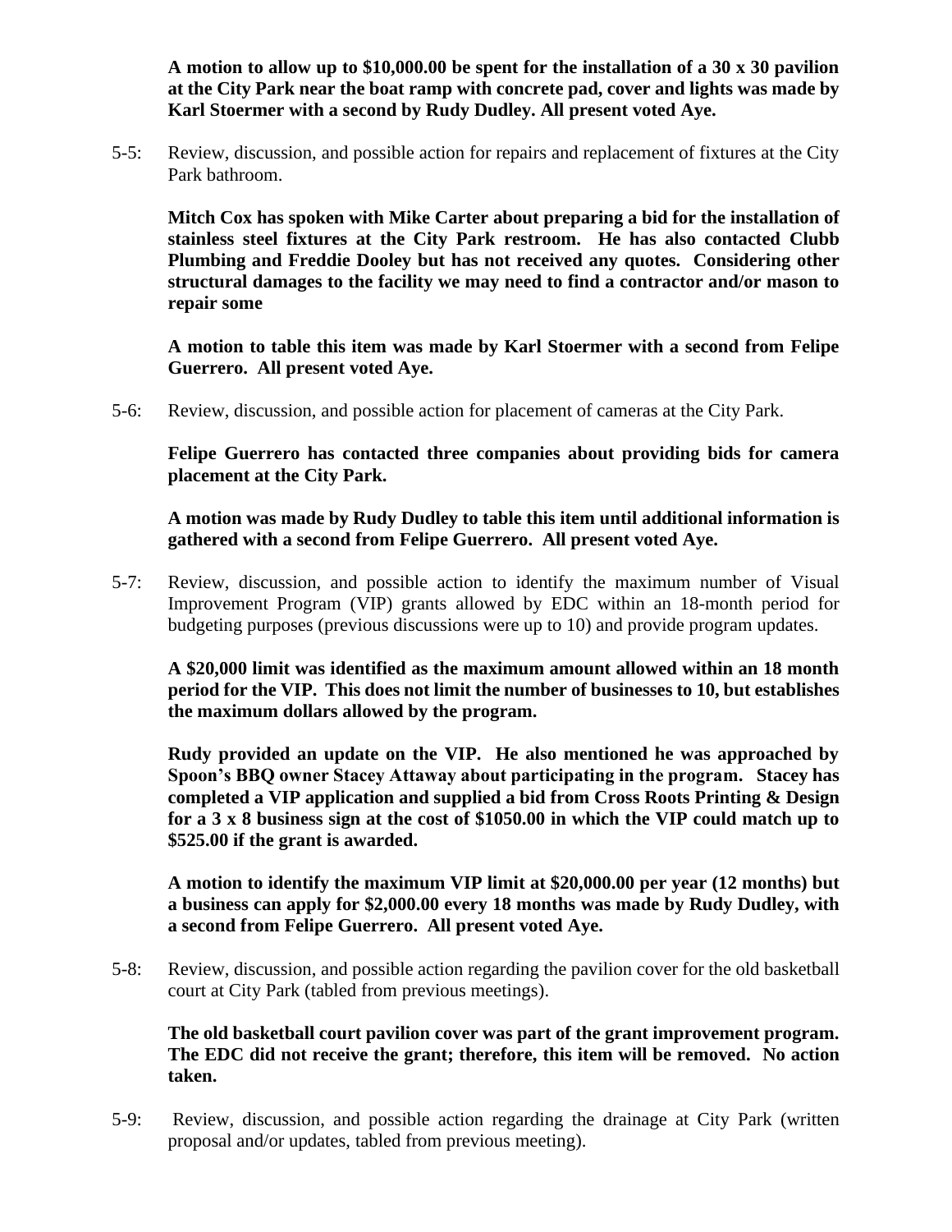**A motion to allow up to $10,000.00 be spent for the installation of a 30 x 30 pavilion at the City Park near the boat ramp with concrete pad, cover and lights was made by Karl Stoermer with a second by Rudy Dudley. All present voted Aye.**

5-5: Review, discussion, and possible action for repairs and replacement of fixtures at the City Park bathroom.

**Mitch Cox has spoken with Mike Carter about preparing a bid for the installation of stainless steel fixtures at the City Park restroom. He has also contacted Clubb Plumbing and Freddie Dooley but has not received any quotes. Considering other structural damages to the facility we may need to find a contractor and/or mason to repair some**

**A motion to table this item was made by Karl Stoermer with a second from Felipe Guerrero. All present voted Aye.**

5-6: Review, discussion, and possible action for placement of cameras at the City Park.

**Felipe Guerrero has contacted three companies about providing bids for camera placement at the City Park.**

**A motion was made by Rudy Dudley to table this item until additional information is gathered with a second from Felipe Guerrero. All present voted Aye.**

5-7: Review, discussion, and possible action to identify the maximum number of Visual Improvement Program (VIP) grants allowed by EDC within an 18-month period for budgeting purposes (previous discussions were up to 10) and provide program updates.

**A $20,000 limit was identified as the maximum amount allowed within an 18 month period for the VIP. This does not limit the number of businesses to 10, but establishes the maximum dollars allowed by the program.**

**Rudy provided an update on the VIP. He also mentioned he was approached by Spoon's BBQ owner Stacey Attaway about participating in the program. Stacey has completed a VIP application and supplied a bid from Cross Roots Printing & Design for a 3 x 8 business sign at the cost of $1050.00 in which the VIP could match up to $525.00 if the grant is awarded.**

**A motion to identify the maximum VIP limit at $20,000.00 per year (12 months) but a business can apply for $2,000.00 every 18 months was made by Rudy Dudley, with a second from Felipe Guerrero. All present voted Aye.**

5-8: Review, discussion, and possible action regarding the pavilion cover for the old basketball court at City Park (tabled from previous meetings).

**The old basketball court pavilion cover was part of the grant improvement program. The EDC did not receive the grant; therefore, this item will be removed. No action taken.**

5-9: Review, discussion, and possible action regarding the drainage at City Park (written proposal and/or updates, tabled from previous meeting).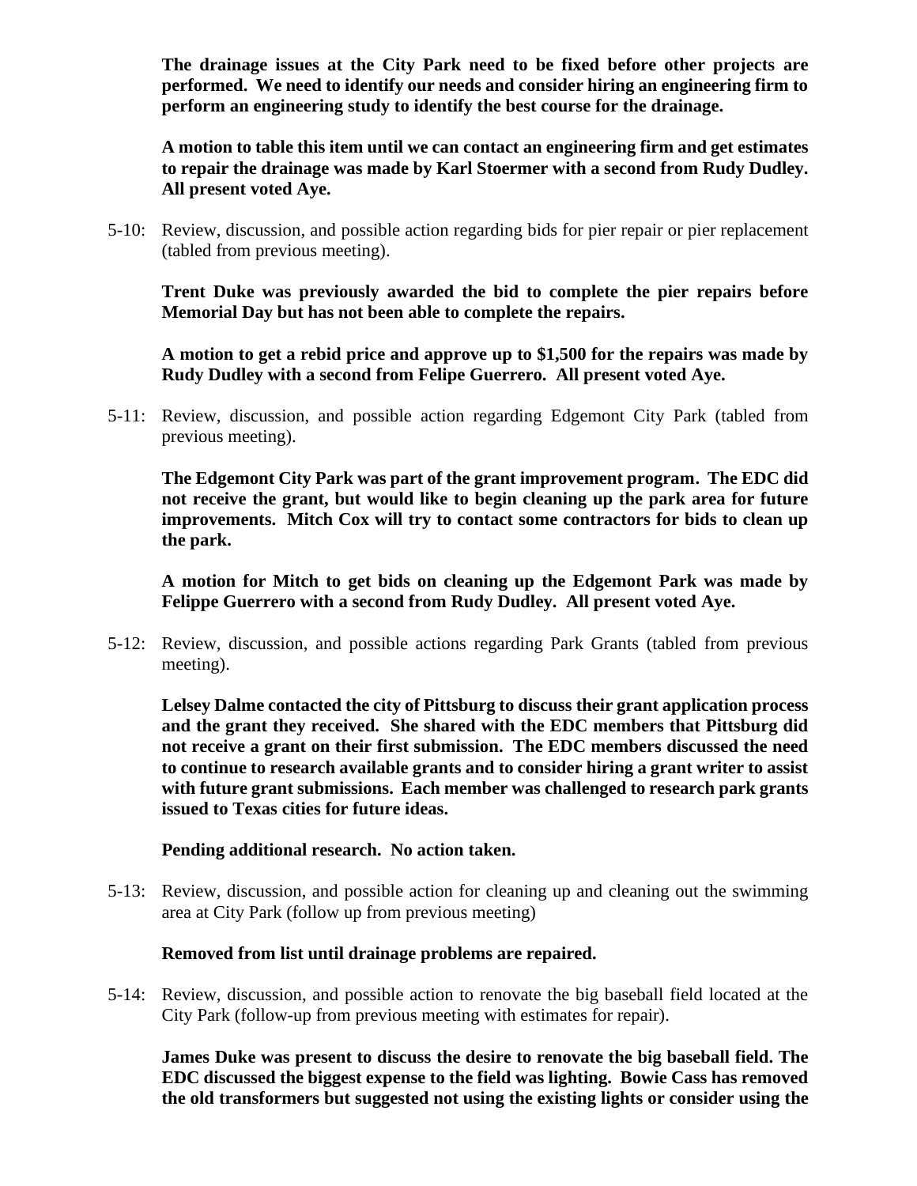**The drainage issues at the City Park need to be fixed before other projects are performed. We need to identify our needs and consider hiring an engineering firm to perform an engineering study to identify the best course for the drainage.**

**A motion to table this item until we can contact an engineering firm and get estimates to repair the drainage was made by Karl Stoermer with a second from Rudy Dudley. All present voted Aye.**

5-10: Review, discussion, and possible action regarding bids for pier repair or pier replacement (tabled from previous meeting).

**Trent Duke was previously awarded the bid to complete the pier repairs before Memorial Day but has not been able to complete the repairs.**

**A motion to get a rebid price and approve up to $1,500 for the repairs was made by Rudy Dudley with a second from Felipe Guerrero. All present voted Aye.**

5-11: Review, discussion, and possible action regarding Edgemont City Park (tabled from previous meeting).

**The Edgemont City Park was part of the grant improvement program. The EDC did not receive the grant, but would like to begin cleaning up the park area for future improvements. Mitch Cox will try to contact some contractors for bids to clean up the park.**

**A motion for Mitch to get bids on cleaning up the Edgemont Park was made by Felippe Guerrero with a second from Rudy Dudley. All present voted Aye.**

5-12: Review, discussion, and possible actions regarding Park Grants (tabled from previous meeting).

**Lelsey Dalme contacted the city of Pittsburg to discuss their grant application process and the grant they received. She shared with the EDC members that Pittsburg did not receive a grant on their first submission. The EDC members discussed the need to continue to research available grants and to consider hiring a grant writer to assist with future grant submissions. Each member was challenged to research park grants issued to Texas cities for future ideas.**

**Pending additional research. No action taken.**

5-13: Review, discussion, and possible action for cleaning up and cleaning out the swimming area at City Park (follow up from previous meeting)

**Removed from list until drainage problems are repaired.**

5-14: Review, discussion, and possible action to renovate the big baseball field located at the City Park (follow-up from previous meeting with estimates for repair).

**James Duke was present to discuss the desire to renovate the big baseball field. The EDC discussed the biggest expense to the field was lighting. Bowie Cass has removed the old transformers but suggested not using the existing lights or consider using the**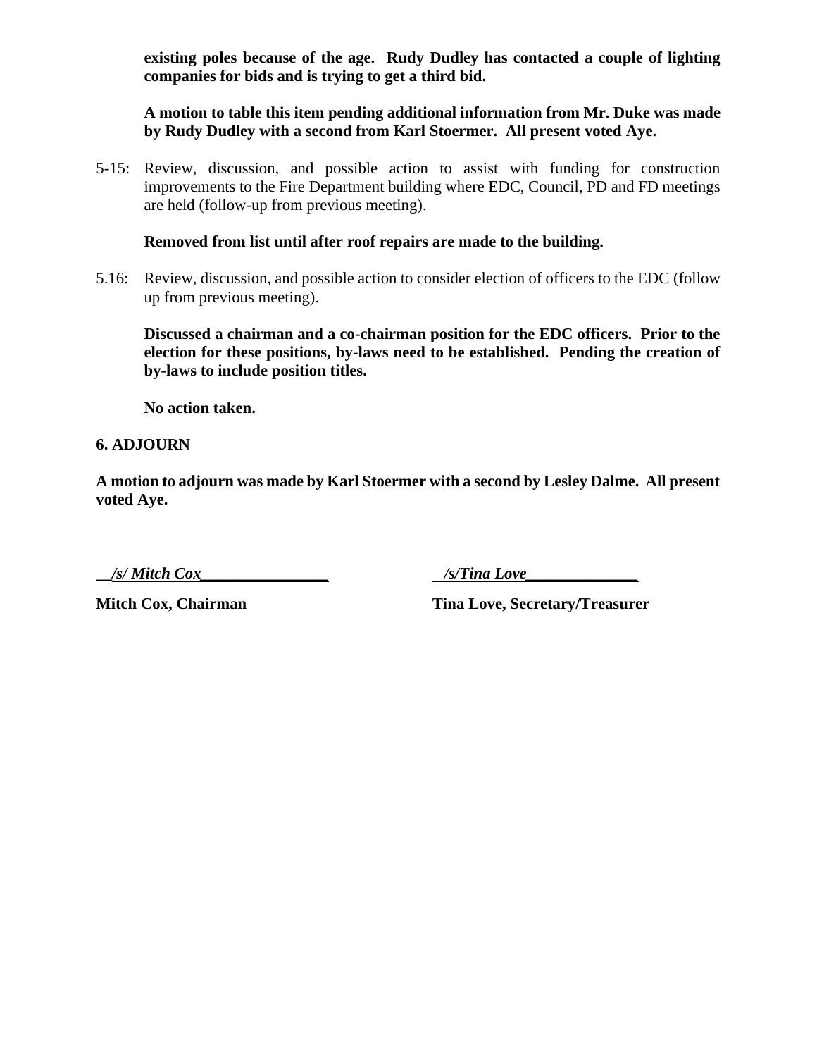**existing poles because of the age. Rudy Dudley has contacted a couple of lighting companies for bids and is trying to get a third bid.**

**A motion to table this item pending additional information from Mr. Duke was made by Rudy Dudley with a second from Karl Stoermer. All present voted Aye.**

5-15: Review, discussion, and possible action to assist with funding for construction improvements to the Fire Department building where EDC, Council, PD and FD meetings are held (follow-up from previous meeting).

**Removed from list until after roof repairs are made to the building.**

5.16: Review, discussion, and possible action to consider election of officers to the EDC (follow up from previous meeting).

**Discussed a chairman and a co-chairman position for the EDC officers. Prior to the election for these positions, by-laws need to be established. Pending the creation of by-laws to include position titles.**

**No action taken.**

**6. ADJOURN**

**A motion to adjourn was made by Karl Stoermer with a second by Lesley Dalme. All present voted Aye.**

***/s/ Mitch Cox***

**Mitch Cox, Chairman**

***/s/Tina Love***

**Tina Love, Secretary/Treasurer**